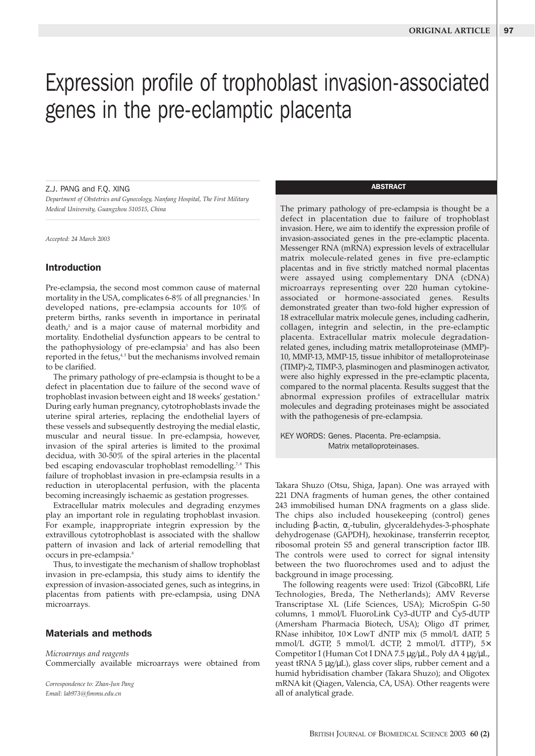# Expression profile of trophoblast invasion-associated genes in the pre-eclamptic placenta

Z.J. PANG and F.Q. XING

*Department of Obstetrics and Gynecology, Nanfang Hospital, The First Military Medical University, Guangzhou 510515, China*

*Accepted: 24 March 2003*

## ABSTRACT

The primary pathology of pre-eclampsia is thought be a defect in placentation due to failure of trophoblast invasion. Here, we aim to identify the expression profile of invasion-associated genes in the pre-eclamptic placenta. Messenger RNA (mRNA) expression levels of extracellular matrix molecule-related genes in five pre-eclamptic placentas and in five strictly matched normal placentas were assayed using complementary DNA (cDNA) microarrays representing over 220 human cytokine-associated or hormone-associated genes. Results demonstrated greater than two-fold higher expression of 18 extracellular matrix molecule genes, including cadherin, collagen, integrin and selectin, in the pre-eclamptic placenta. Extracellular matrix molecule degradation-related genes, including matrix metalloproteinase (MMP)-10, MMP-13, MMP-15, tissue inhibitor of metalloproteinase (TIMP)-2, TIMP-3, plasminogen and plasminogen activator, were also highly expressed in the pre-eclamptic placenta, compared to the normal placenta. Results suggest that the abnormal expression profiles of extracellular matrix molecules and degrading proteinases might be associated with the pathogenesis of pre-eclampsia.

KEY WORDS: Genes. Placenta. Pre-eclampsia. Matrix metalloproteinases.

## Introduction

Pre-eclampsia, the second most common cause of maternal mortality in the USA, complicates 6-8% of all pregnancies.[1] In developed nations, pre-eclampsia accounts for 10% of preterm births, ranks seventh in importance in perinatal death,[2] and is a major cause of maternal morbidity and mortality. Endothelial dysfunction appears to be central to the pathophysiology of pre-eclampsia[3] and has also been reported in the fetus,[4,5] but the mechanisms involved remain to be clarified.

The primary pathology of pre-eclampsia is thought to be a defect in placentation due to failure of the second wave of trophoblast invasion between eight and 18 weeks' gestation.[6] During early human pregnancy, cytotrophoblasts invade the uterine spiral arteries, replacing the endothelial layers of these vessels and subsequently destroying the medial elastic, muscular and neural tissue. In pre-eclampsia, however, invasion of the spiral arteries is limited to the proximal decidua, with 30-50% of the spiral arteries in the placental bed escaping endovascular trophoblast remodelling.[7,8] This failure of trophoblast invasion in pre-eclampsia results in a reduction in uteroplacental perfusion, with the placenta becoming increasingly ischaemic as gestation progresses.

Extracellular matrix molecules and degrading enzymes play an important role in regulating trophoblast invasion. For example, inappropriate integrin expression by the extravillous cytotrophoblast is associated with the shallow pattern of invasion and lack of arterial remodelling that occurs in pre-eclampsia.[8]

Thus, to investigate the mechanism of shallow trophoblast invasion in pre-eclampsia, this study aims to identify the expression of invasion-associated genes, such as integrins, in placentas from patients with pre-eclampsia, using DNA microarrays.

## Materials and methods

*Microarrays and reagents*

Commercially available microarrays were obtained from Takara Shuzo (Otsu, Shiga, Japan). One was arrayed with 221 DNA fragments of human genes, the other contained 243 immobilised human DNA fragments on a glass slide. The chips also included housekeeping (control) genes including β-actin, $\alpha_2$-tubulin, glyceraldehydes-3-phosphate dehydrogenase (GAPDH), hexokinase, transferrin receptor, ribosomal protein S5 and general transcription factor IIB. The controls were used to correct for signal intensity between the two fluorochromes used and to adjust the background in image processing.

The following reagents were used: Trizol (GibcoBRl, Life Technologies, Breda, The Netherlands); AMV Reverse Transcriptase XL (Life Sciences, USA); MicroSpin G-50 columns, 1 mmol/L FluoroLink Cy3-dUTP and Cy5-dUTP (Amersham Pharmacia Biotech, USA); Oligo dT primer, RNase inhibitor, 10× LowT dNTP mix (5 mmol/L dATP, 5 mmol/L dGTP, 5 mmol/L dCTP, 2 mmol/L dTTP), 5× Competitor I (Human Cot I DNA 7.5 μg/μL, Poly dA 4 μg/μL, yeast tRNA 5 μg/μL), glass cover slips, rubber cement and a humid hybridisation chamber (Takara Shuzo); and Oligotex mRNA kit (Qiagen, Valencia, CA, USA). Other reagents were all of analytical grade.

*Correspondence to: Zhan-Jun Pang*
*Email: lab973@fimmu.edu.cn*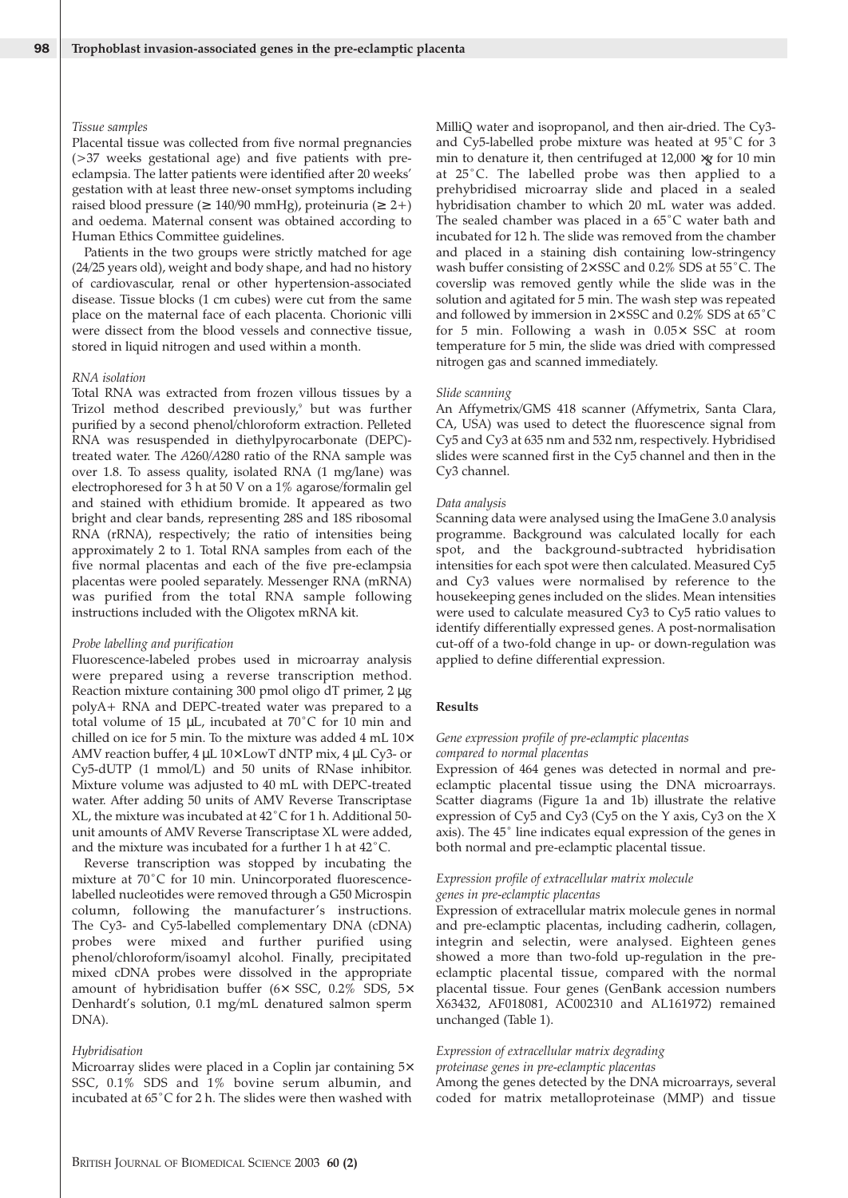*Tissue samples*

Placental tissue was collected from five normal pregnancies (>37 weeks gestational age) and five patients with pre-eclampsia. The latter patients were identified after 20 weeks' gestation with at least three new-onset symptoms including raised blood pressure (≥ 140/90 mmHg), proteinuria (≥ 2+) and oedema. Maternal consent was obtained according to Human Ethics Committee guidelines.

Patients in the two groups were strictly matched for age (24/25 years old), weight and body shape, and had no history of cardiovascular, renal or other hypertension-associated disease. Tissue blocks (1 cm cubes) were cut from the same place on the maternal face of each placenta. Chorionic villi were dissect from the blood vessels and connective tissue, stored in liquid nitrogen and used within a month.

*RNA isolation*

Total RNA was extracted from frozen villous tissues by a Trizol method described previously,[9] but was further purified by a second phenol/chloroform extraction. Pelleted RNA was resuspended in diethylpyrocarbonate (DEPC)-treated water. The *A*260/*A*280 ratio of the RNA sample was over 1.8. To assess quality, isolated RNA (1 mg/lane) was electrophoresed for 3 h at 50 V on a 1% agarose/formalin gel and stained with ethidium bromide. It appeared as two bright and clear bands, representing 28S and 18S ribosomal RNA (rRNA), respectively; the ratio of intensities being approximately 2 to 1. Total RNA samples from each of the five normal placentas and each of the five pre-eclampsia placentas were pooled separately. Messenger RNA (mRNA) was purified from the total RNA sample following instructions included with the Oligotex mRNA kit.

*Probe labelling and purification*

Fluorescence-labeled probes used in microarray analysis were prepared using a reverse transcription method. Reaction mixture containing 300 pmol oligo dT primer, 2 μg polyA+ RNA and DEPC-treated water was prepared to a total volume of 15 μL, incubated at 70˚C for 10 min and chilled on ice for 5 min. To the mixture was added 4 mL 10× AMV reaction buffer, 4 μL 10×LowT dNTP mix, 4 μL Cy3- or Cy5-dUTP (1 mmol/L) and 50 units of RNase inhibitor. Mixture volume was adjusted to 40 mL with DEPC-treated water. After adding 50 units of AMV Reverse Transcriptase XL, the mixture was incubated at 42˚C for 1 h. Additional 50-unit amounts of AMV Reverse Transcriptase XL were added, and the mixture was incubated for a further 1 h at 42˚C.

Reverse transcription was stopped by incubating the mixture at 70˚C for 10 min. Unincorporated fluorescence-labelled nucleotides were removed through a G50 Microspin column, following the manufacturer's instructions. The Cy3- and Cy5-labelled complementary DNA (cDNA) probes were mixed and further purified using phenol/chloroform/isoamyl alcohol. Finally, precipitated mixed cDNA probes were dissolved in the appropriate amount of hybridisation buffer (6× SSC, 0.2% SDS, 5× Denhardt's solution, 0.1 mg/mL denatured salmon sperm DNA).

*Hybridisation*

Microarray slides were placed in a Coplin jar containing 5× SSC, 0.1% SDS and 1% bovine serum albumin, and incubated at 65˚C for 2 h. The slides were then washed with MilliQ water and isopropanol, and then air-dried. The Cy3- and Cy5-labelled probe mixture was heated at 95˚C for 3 min to denature it, then centrifuged at 12,000 ×*g* for 10 min at 25˚C. The labelled probe was then applied to a prehybridised microarray slide and placed in a sealed hybridisation chamber to which 20 mL water was added. The sealed chamber was placed in a 65˚C water bath and incubated for 12 h. The slide was removed from the chamber and placed in a staining dish containing low-stringency wash buffer consisting of 2×SSC and 0.2% SDS at 55˚C. The coverslip was removed gently while the slide was in the solution and agitated for 5 min. The wash step was repeated and followed by immersion in 2×SSC and 0.2% SDS at 65˚C for 5 min. Following a wash in 0.05× SSC at room temperature for 5 min, the slide was dried with compressed nitrogen gas and scanned immediately.

*Slide scanning*

An Affymetrix/GMS 418 scanner (Affymetrix, Santa Clara, CA, USA) was used to detect the fluorescence signal from Cy5 and Cy3 at 635 nm and 532 nm, respectively. Hybridised slides were scanned first in the Cy5 channel and then in the Cy3 channel.

*Data analysis*

Scanning data were analysed using the ImaGene 3.0 analysis programme. Background was calculated locally for each spot, and the background-subtracted hybridisation intensities for each spot were then calculated. Measured Cy5 and Cy3 values were normalised by reference to the housekeeping genes included on the slides. Mean intensities were used to calculate measured Cy3 to Cy5 ratio values to identify differentially expressed genes. A post-normalisation cut-off of a two-fold change in up- or down-regulation was applied to define differential expression.

## Results

*Gene expression profile of pre-eclamptic placentas compared to normal placentas*

Expression of 464 genes was detected in normal and pre-eclamptic placental tissue using the DNA microarrays. Scatter diagrams (Figure 1a and 1b) illustrate the relative expression of Cy5 and Cy3 (Cy5 on the Y axis, Cy3 on the X axis). The 45˚ line indicates equal expression of the genes in both normal and pre-eclamptic placental tissue.

*Expression profile of extracellular matrix molecule genes in pre-eclamptic placentas*

Expression of extracellular matrix molecule genes in normal and pre-eclamptic placentas, including cadherin, collagen, integrin and selectin, were analysed. Eighteen genes showed a more than two-fold up-regulation in the pre-eclamptic placental tissue, compared with the normal placental tissue. Four genes (GenBank accession numbers X63432, AF018081, AC002310 and AL161972) remained unchanged (Table 1).

*Expression of extracellular matrix degrading proteinase genes in pre-eclamptic placentas*

Among the genes detected by the DNA microarrays, several coded for matrix metalloproteinase (MMP) and tissue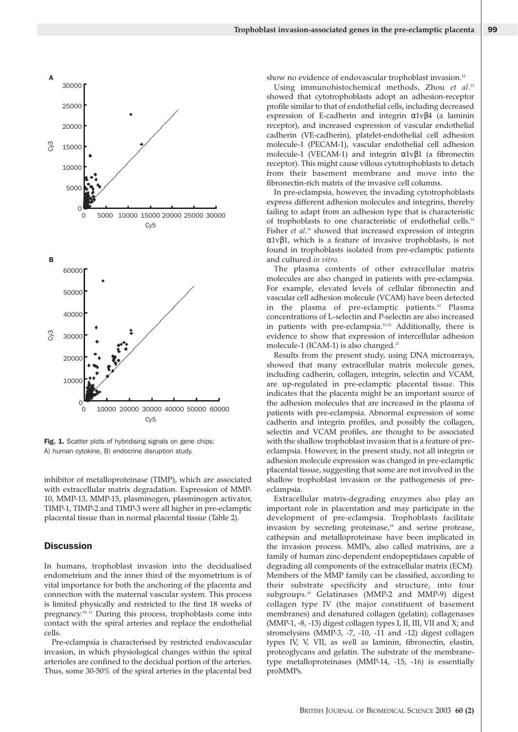Fig. 1. Scatter plots of hybridising signals on gene chips: A) human cytokine, B) endocrine disruption study.

inhibitor of metalloproteinase (TIMP), which are associated with extracellular matrix degradation. Expression of MMP-10, MMP-13, MMP-15, plasminogen, plasminogen activator, TIMP-1, TIMP-2 and TIMP-3 were all higher in pre-eclamptic placental tissue than in normal placental tissue (Table 2).

## Discussion

In humans, trophoblast invasion into the decidualised endometrium and the inner third of the myometrium is of vital importance for both the anchoring of the placenta and connection with the maternal vascular system. This process is limited physically and restricted to the first 18 weeks of pregnancy.[10, 11] During this process, trophoblasts come into contact with the spiral arteries and replace the endothelial cells.

Pre-eclampsia is characterised by restricted endovascular invasion, in which physiological changes within the spiral arterioles are confined to the decidual portion of the arteries. Thus, some 30-50% of the spiral arteries in the placental bed show no evidence of endovascular trophoblast invasion.[12]

Using immunohistochemical methods, Zhou *et al*.[13] showed that cytotrophoblasts adopt an adhesion-receptor profile similar to that of endothelial cells, including decreased expression of E-cadherin and integrin $\alpha 1 v \beta 4$ (a laminin receptor), and increased expression of vascular endothelial cadherin (VE-cadherin), platelet-endothelial cell adhesion molecule-1 (PECAM-1), vascular endothelial cell adhesion molecule-1 (VECAM-1) and integrin $\alpha 1 v \beta 1$ (a fibronectin receptor). This might cause villous cytotrophoblasts to detach from their basement membrane and move into the fibronectin-rich matrix of the invasive cell columns.

In pre-eclampsia, however, the invading cytotrophoblasts express different adhesion molecules and integrins, thereby failing to adapt from an adhesion type that is characteristic of trophoblasts to one characteristic of endothelial cells.[14] Fisher *et al*.[14] showed that increased expression of integrin $\alpha 1 v \beta 1$, which is a feature of invasive trophoblasts, is not found in trophoblasts isolated from pre-eclamptic patients and cultured *in vitro*.

The plasma contents of other extracellular matrix molecules are also changed in patients with pre-eclampsia. For example, elevated levels of cellular fibronectin and vascular cell adhesion molecule (VCAM) have been detected in the plasma of pre-eclamptic patients.[10] Plasma concentrations of L-selectin and P-selectin are also increased in patients with pre-eclampsia.[15,16] Additionally, there is evidence to show that expression of intercellular adhesion molecule-1 (ICAM-1) is also changed.[17]

Results from the present study, using DNA microarrays, showed that many extracellular matrix molecule genes, including cadherin, collagen, integrin, selectin and VCAM, are up-regulated in pre-eclamptic placental tissue. This indicates that the placenta might be an important source of the adhesion molecules that are increased in the plasma of patients with pre-eclampsia. Abnormal expression of some cadherin and integrin profiles, and possibly the collagen, selectin and VCAM profiles, are thought to be associated with the shallow trophoblast invasion that is a feature of pre-eclampsia. However, in the present study, not all integrin or adhesion molecule expression was changed in pre-eclamptic placental tissue, suggesting that some are not involved in the shallow trophoblast invasion or the pathogenesis of pre-eclampsia.

Extracellular matrix-degrading enzymes also play an important role in placentation and may participate in the development of pre-eclampsia. Trophoblasts facilitate invasion by secreting proteinase,[18] and serine protease, cathepsin and metalloproteinase have been implicated in the invasion process. MMPs, also called matrixins, are a family of human zinc-dependent endopeptidases capable of degrading all components of the extracellular matrix (ECM). Members of the MMP family can be classified, according to their substrate specificity and structure, into four subgroups.[19] Gelatinases (MMP-2 and MMP-9) digest collagen type IV (the major constituent of basement membranes) and denatured collagen (gelatin); collagenases (MMP-1, -8, -13) digest collagen types I, II, III, VII and X; and stromelysins (MMP-3, -7, -10, -11 and -12) digest collagen types IV, V, VII, as well as laminin, fibronectin, elastin, proteoglycans and gelatin. The substrate of the membrane-type metalloproteinases (MMP-14, -15, -16) is essentially proMMPs.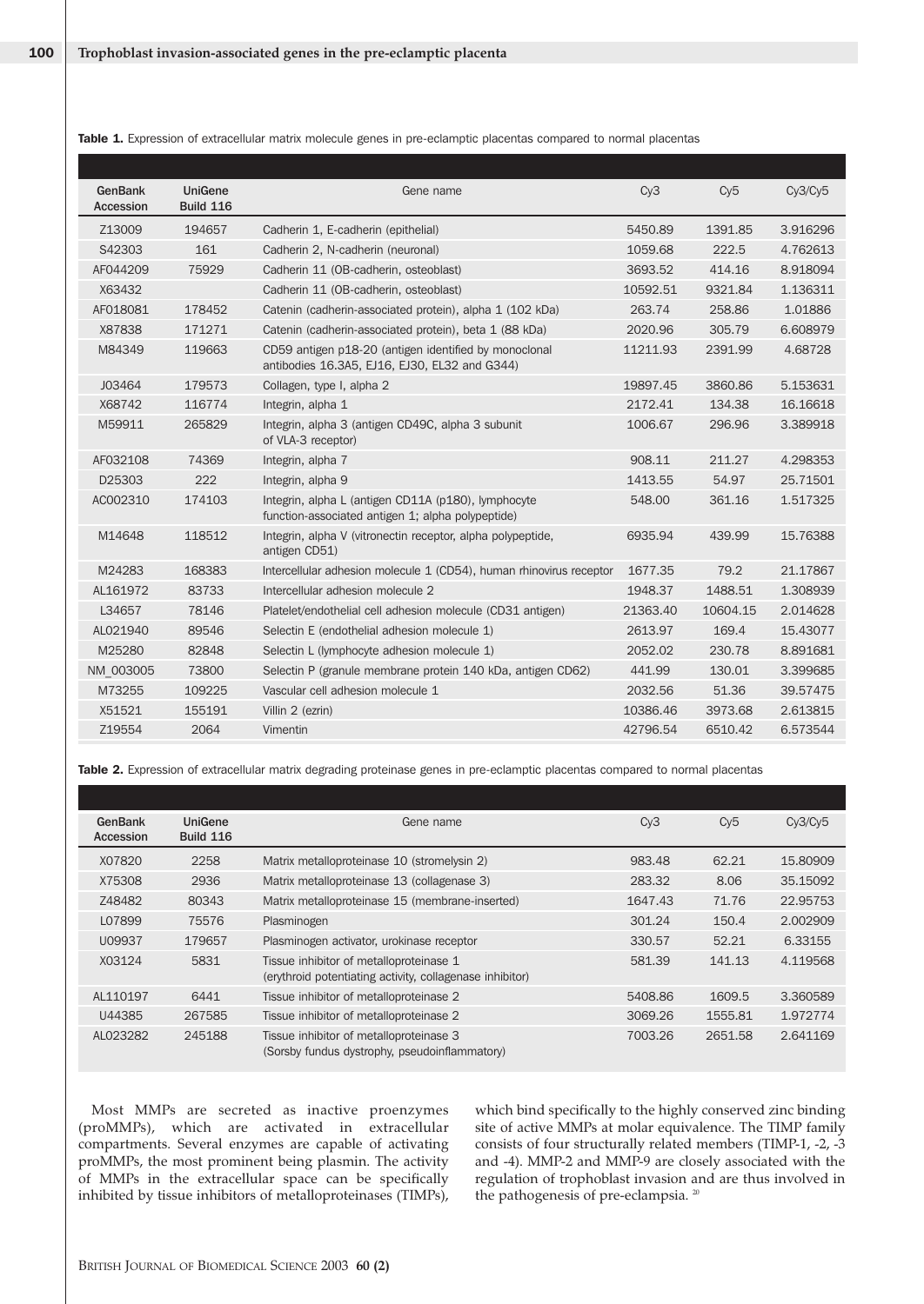**Table 1.** Expression of extracellular matrix molecule genes in pre-eclamptic placentas compared to normal placentas

| GenBank Accession | UniGene Build 116 | Gene name | Cy3 | Cy5 | Cy3/Cy5 |
|---|---|---|---|---|---|
| Z13009 | 194657 | Cadherin 1, E-cadherin (epithelial) | 5450.89 | 1391.85 | 3.916296 |
| S42303 | 161 | Cadherin 2, N-cadherin (neuronal) | 1059.68 | 222.5 | 4.762613 |
| AF044209 | 75929 | Cadherin 11 (OB-cadherin, osteoblast) | 3693.52 | 414.16 | 8.918094 |
| X63432 | | Cadherin 11 (OB-cadherin, osteoblast) | 10592.51 | 9321.84 | 1.136311 |
| AF018081 | 178452 | Catenin (cadherin-associated protein), alpha 1 (102 kDa) | 263.74 | 258.86 | 1.01886 |
| X87838 | 171271 | Catenin (cadherin-associated protein), beta 1 (88 kDa) | 2020.96 | 305.79 | 6.608979 |
| M84349 | 119663 | CD59 antigen p18-20 (antigen identified by monoclonal antibodies 16.3A5, EJ16, EJ30, EL32 and G344) | 11211.93 | 2391.99 | 4.68728 |
| J03464 | 179573 | Collagen, type I, alpha 2 | 19897.45 | 3860.86 | 5.153631 |
| X68742 | 116774 | Integrin, alpha 1 | 2172.41 | 134.38 | 16.16618 |
| M59911 | 265829 | Integrin, alpha 3 (antigen CD49C, alpha 3 subunit of VLA-3 receptor) | 1006.67 | 296.96 | 3.389918 |
| AF032108 | 74369 | Integrin, alpha 7 | 908.11 | 211.27 | 4.298353 |
| D25303 | 222 | Integrin, alpha 9 | 1413.55 | 54.97 | 25.71501 |
| AC002310 | 174103 | Integrin, alpha L (antigen CD11A (p180), lymphocyte function-associated antigen 1; alpha polypeptide) | 548.00 | 361.16 | 1.517325 |
| M14648 | 118512 | Integrin, alpha V (vitronectin receptor, alpha polypeptide, antigen CD51) | 6935.94 | 439.99 | 15.76388 |
| M24283 | 168383 | Intercellular adhesion molecule 1 (CD54), human rhinovirus receptor | 1677.35 | 79.2 | 21.17867 |
| AL161972 | 83733 | Intercellular adhesion molecule 2 | 1948.37 | 1488.51 | 1.308939 |
| L34657 | 78146 | Platelet/endothelial cell adhesion molecule (CD31 antigen) | 21363.40 | 10604.15 | 2.014628 |
| AL021940 | 89546 | Selectin E (endothelial adhesion molecule 1) | 2613.97 | 169.4 | 15.43077 |
| M25280 | 82848 | Selectin L (lymphocyte adhesion molecule 1) | 2052.02 | 230.78 | 8.891681 |
| NM_003005 | 73800 | Selectin P (granule membrane protein 140 kDa, antigen CD62) | 441.99 | 130.01 | 3.399685 |
| M73255 | 109225 | Vascular cell adhesion molecule 1 | 2032.56 | 51.36 | 39.57475 |
| X51521 | 155191 | Villin 2 (ezrin) | 10386.46 | 3973.68 | 2.613815 |
| Z19554 | 2064 | Vimentin | 42796.54 | 6510.42 | 6.573544 |

**Table 2.** Expression of extracellular matrix degrading proteinase genes in pre-eclamptic placentas compared to normal placentas

| GenBank Accession | UniGene Build 116 | Gene name | Cy3 | Cy5 | Cy3/Cy5 |
|---|---|---|---|---|---|
| X07820 | 2258 | Matrix metalloproteinase 10 (stromelysin 2) | 983.48 | 62.21 | 15.80909 |
| X75308 | 2936 | Matrix metalloproteinase 13 (collagenase 3) | 283.32 | 8.06 | 35.15092 |
| Z48482 | 80343 | Matrix metalloproteinase 15 (membrane-inserted) | 1647.43 | 71.76 | 22.95753 |
| L07899 | 75576 | Plasminogen | 301.24 | 150.4 | 2.002909 |
| U09937 | 179657 | Plasminogen activator, urokinase receptor | 330.57 | 52.21 | 6.33155 |
| X03124 | 5831 | Tissue inhibitor of metalloproteinase 1 (erythroid potentiating activity, collagenase inhibitor) | 581.39 | 141.13 | 4.119568 |
| AL110197 | 6441 | Tissue inhibitor of metalloproteinase 2 | 5408.86 | 1609.5 | 3.360589 |
| U44385 | 267585 | Tissue inhibitor of metalloproteinase 2 | 3069.26 | 1555.81 | 1.972774 |
| AL023282 | 245188 | Tissue inhibitor of metalloproteinase 3 (Sorsby fundus dystrophy, pseudoinflammatory) | 7003.26 | 2651.58 | 2.641169 |

Most MMPs are secreted as inactive proenzymes (proMMPs), which are activated in extracellular compartments. Several enzymes are capable of activating proMMPs, the most prominent being plasmin. The activity of MMPs in the extracellular space can be specifically inhibited by tissue inhibitors of metalloproteinases (TIMPs), which bind specifically to the highly conserved zinc binding site of active MMPs at molar equivalence. The TIMP family consists of four structurally related members (TIMP-1, -2, -3 and -4). MMP-2 and MMP-9 are closely associated with the regulation of trophoblast invasion and are thus involved in the pathogenesis of pre-eclampsia. [20]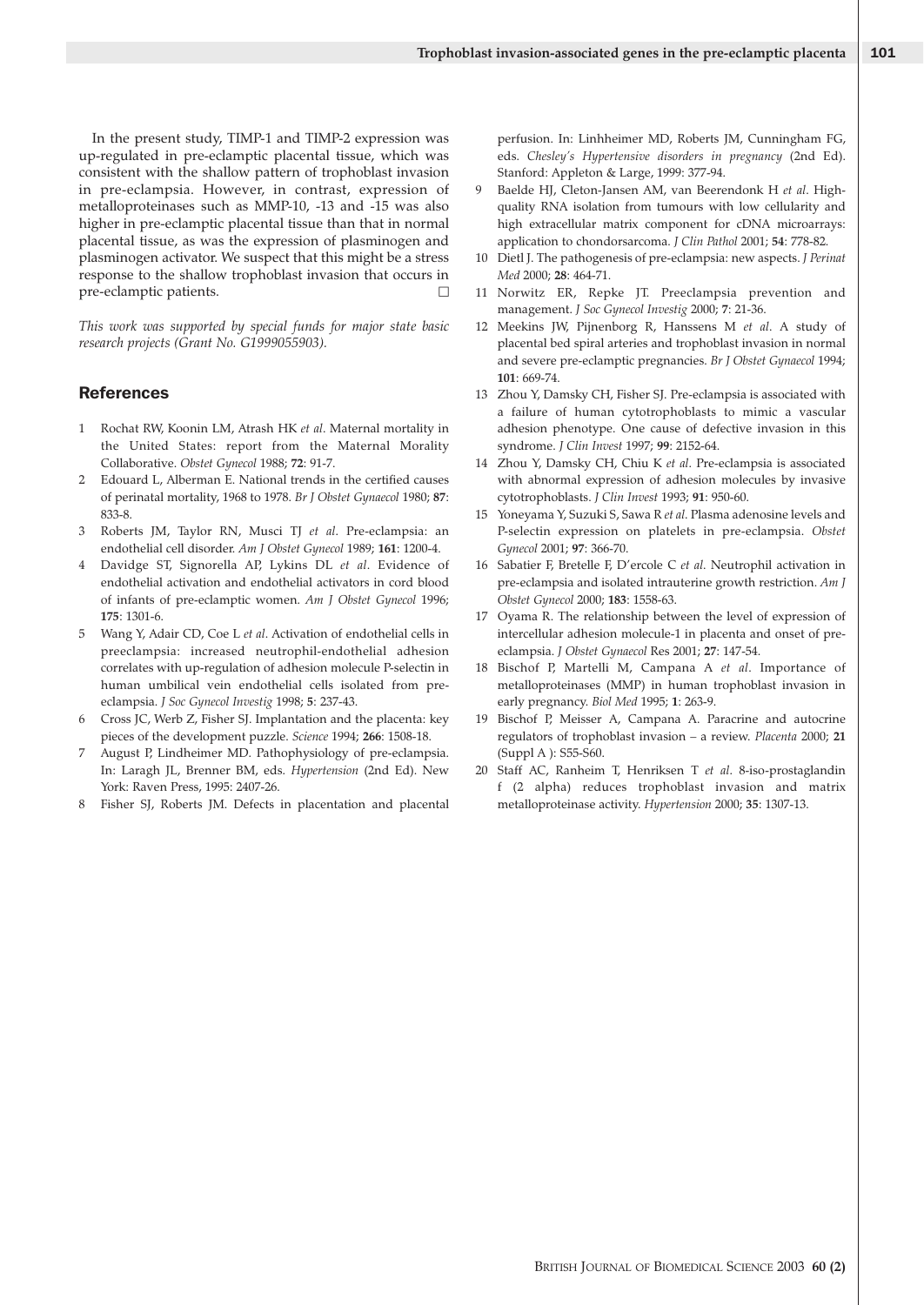In the present study, TIMP-1 and TIMP-2 expression was up-regulated in pre-eclamptic placental tissue, which was consistent with the shallow pattern of trophoblast invasion in pre-eclampsia. However, in contrast, expression of metalloproteinases such as MMP-10, -13 and -15 was also higher in pre-eclamptic placental tissue than that in normal placental tissue, as was the expression of plasminogen and plasminogen activator. We suspect that this might be a stress response to the shallow trophoblast invasion that occurs in pre-eclamptic patients. □

*This work was supported by special funds for major state basic research projects (Grant No. G1999055903).*

## References

1. Rochat RW, Koonin LM, Atrash HK *et al*. Maternal mortality in the United States: report from the Maternal Morality Collaborative. *Obstet Gynecol* 1988; **72**: 91-7.
2. Edouard L, Alberman E. National trends in the certified causes of perinatal mortality, 1968 to 1978. *Br J Obstet Gynaecol* 1980; **87**: 833-8.
3. Roberts JM, Taylor RN, Musci TJ *et al*. Pre-eclampsia: an endothelial cell disorder. *Am J Obstet Gynecol* 1989; **161**: 1200-4.
4. Davidge ST, Signorella AP, Lykins DL *et al*. Evidence of endothelial activation and endothelial activators in cord blood of infants of pre-eclamptic women. *Am J Obstet Gynecol* 1996; **175**: 1301-6.
5. Wang Y, Adair CD, Coe L *et al*. Activation of endothelial cells in preeclampsia: increased neutrophil-endothelial adhesion correlates with up-regulation of adhesion molecule P-selectin in human umbilical vein endothelial cells isolated from pre-eclampsia. *J Soc Gynecol Investig* 1998; **5**: 237-43.
6. Cross JC, Werb Z, Fisher SJ. Implantation and the placenta: key pieces of the development puzzle. *Science* 1994; **266**: 1508-18.
7. August P, Lindheimer MD. Pathophysiology of pre-eclampsia. In: Laragh JL, Brenner BM, eds. *Hypertension* (2nd Ed). New York: Raven Press, 1995: 2407-26.
8. Fisher SJ, Roberts JM. Defects in placentation and placental perfusion. In: Linhheimer MD, Roberts JM, Cunningham FG, eds. *Chesley's Hypertensive disorders in pregnancy* (2nd Ed). Stanford: Appleton & Large, 1999: 377-94.
9. Baelde HJ, Cleton-Jansen AM, van Beerendonk H *et al*. High-quality RNA isolation from tumours with low cellularity and high extracellular matrix component for cDNA microarrays: application to chondorsarcoma. *J Clin Pathol* 2001; **54**: 778-82.
10. Dietl J. The pathogenesis of pre-eclampsia: new aspects. *J Perinat Med* 2000; **28**: 464-71.
11. Norwitz ER, Repke JT. Preeclampsia prevention and management. *J Soc Gynecol Investig* 2000; **7**: 21-36.
12. Meekins JW, Pijnenborg R, Hanssens M *et al*. A study of placental bed spiral arteries and trophoblast invasion in normal and severe pre-eclamptic pregnancies. *Br J Obstet Gynaecol* 1994; **101**: 669-74.
13. Zhou Y, Damsky CH, Fisher SJ. Pre-eclampsia is associated with a failure of human cytotrophoblasts to mimic a vascular adhesion phenotype. One cause of defective invasion in this syndrome. *J Clin Invest* 1997; **99**: 2152-64.
14. Zhou Y, Damsky CH, Chiu K *et al*. Pre-eclampsia is associated with abnormal expression of adhesion molecules by invasive cytotrophoblasts. *J Clin Invest* 1993; **91**: 950-60.
15. Yoneyama Y, Suzuki S, Sawa R *et al*. Plasma adenosine levels and P-selectin expression on platelets in pre-eclampsia. *Obstet Gynecol* 2001; **97**: 366-70.
16. Sabatier F, Bretelle F, D'ercole C *et al*. Neutrophil activation in pre-eclampsia and isolated intrauterine growth restriction. *Am J Obstet Gynecol* 2000; **183**: 1558-63.
17. Oyama R. The relationship between the level of expression of intercellular adhesion molecule-1 in placenta and onset of pre-eclampsia. *J Obstet Gynaecol* Res 2001; **27**: 147-54.
18. Bischof P, Martelli M, Campana A *et al*. Importance of metalloproteinases (MMP) in human trophoblast invasion in early pregnancy. *Biol Med* 1995; **1**: 263-9.
19. Bischof P, Meisser A, Campana A. Paracrine and autocrine regulators of trophoblast invasion – a review. *Placenta* 2000; **21** (Suppl A ): S55-S60.
20. Staff AC, Ranheim T, Henriksen T *et al*. 8-iso-prostaglandin f (2 alpha) reduces trophoblast invasion and matrix metalloproteinase activity. *Hypertension* 2000; **35**: 1307-13.